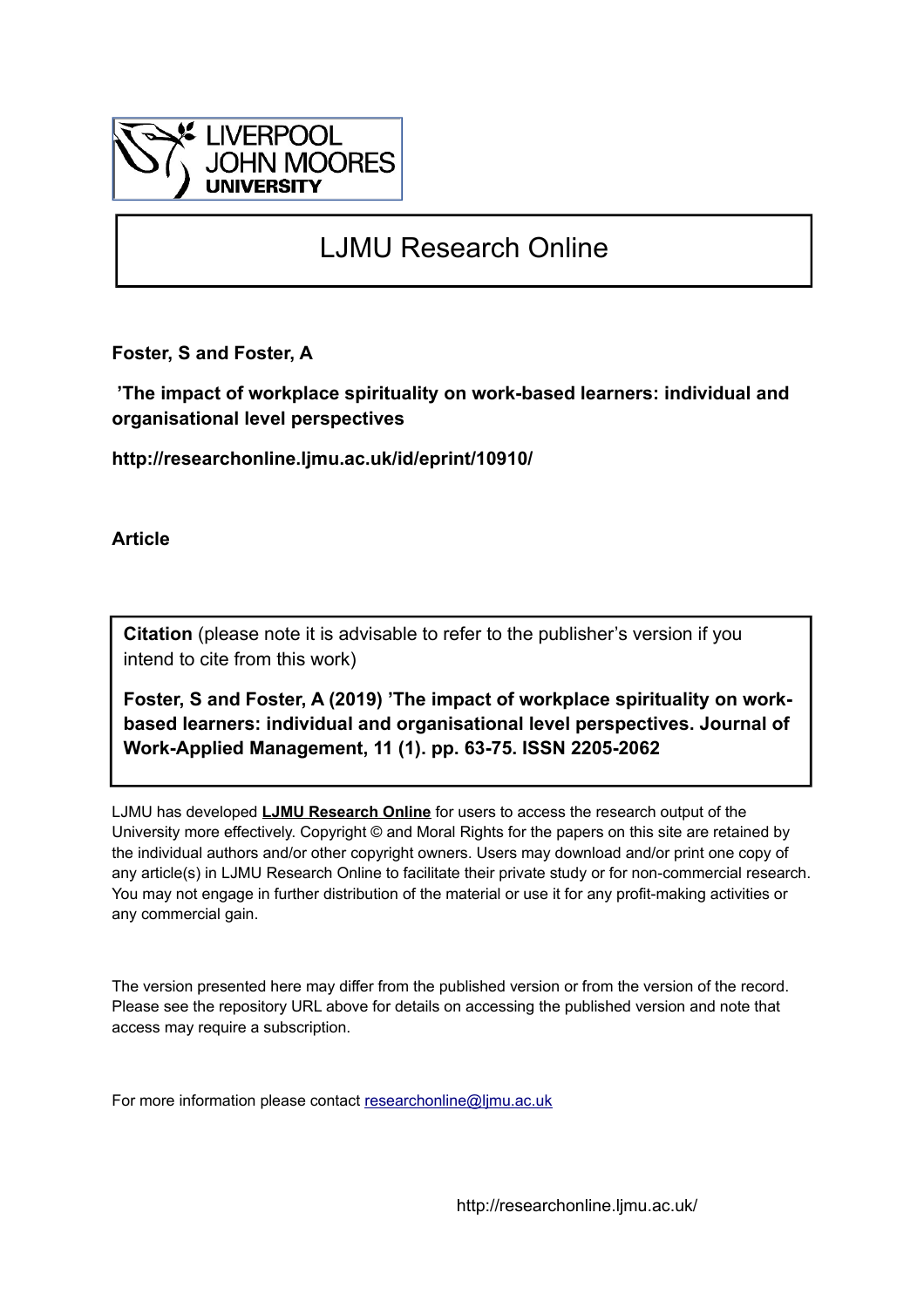LIVERPOOL JOHN MOORES UNIVERSITY

# LJMU Research Online

**Foster, S and Foster, A**

**’The impact of workplace spirituality on work-based learners: individual and organisational level perspectives**

**http://researchonline.ljmu.ac.uk/id/eprint/10910/**

**Article**

**Citation** (please note it is advisable to refer to the publisher’s version if you intend to cite from this work)

**Foster, S and Foster, A (2019) ’The impact of workplace spirituality on work-based learners: individual and organisational level perspectives. Journal of Work-Applied Management, 11 (1). pp. 63-75. ISSN 2205-2062**

LJMU has developed **LJMU Research Online** for users to access the research output of the University more effectively. Copyright © and Moral Rights for the papers on this site are retained by the individual authors and/or other copyright owners. Users may download and/or print one copy of any article(s) in LJMU Research Online to facilitate their private study or for non-commercial research. You may not engage in further distribution of the material or use it for any profit-making activities or any commercial gain.

The version presented here may differ from the published version or from the version of the record. Please see the repository URL above for details on accessing the published version and note that access may require a subscription.

For more information please contact researchonline@ljmu.ac.uk

http://researchonline.ljmu.ac.uk/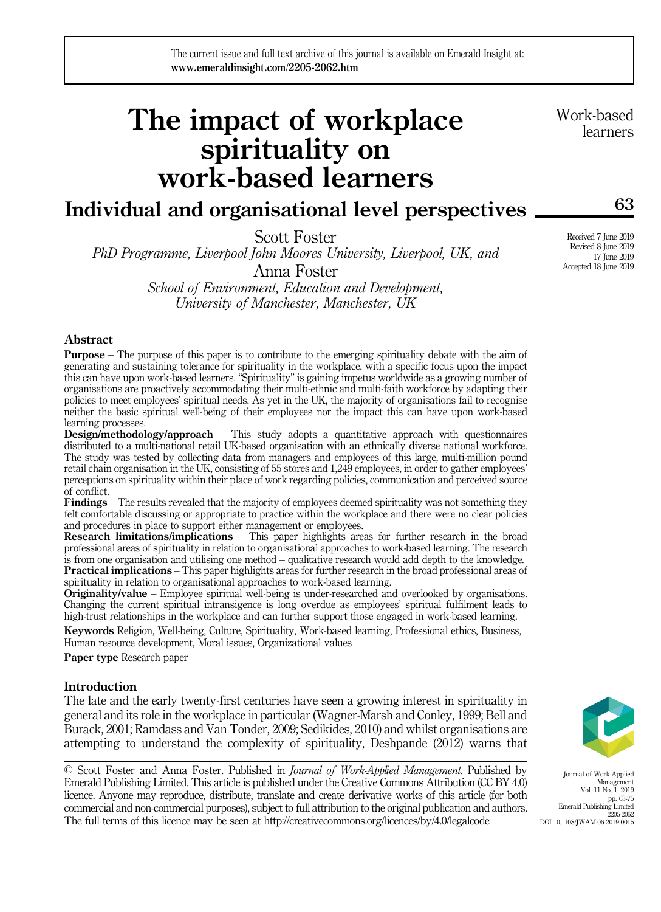# The impact of workplace spirituality on work-based learners

## Individual and organisational level perspectives

Scott Foster

*PhD Programme, Liverpool John Moores University, Liverpool, UK, and*

Anna Foster

*School of Environment, Education and Development, University of Manchester, Manchester, UK*

Received 7 June 2019
Revised 8 June 2019
17 June 2019
Accepted 18 June 2019

### Abstract

**Purpose** – The purpose of this paper is to contribute to the emerging spirituality debate with the aim of generating and sustaining tolerance for spirituality in the workplace, with a specific focus upon the impact this can have upon work-based learners. "Spirituality" is gaining impetus worldwide as a growing number of organisations are proactively accommodating their multi-ethnic and multi-faith workforce by adapting their policies to meet employees' spiritual needs. As yet in the UK, the majority of organisations fail to recognise neither the basic spiritual well-being of their employees nor the impact this can have upon work-based learning processes.

**Design/methodology/approach** – This study adopts a quantitative approach with questionnaires distributed to a multi-national retail UK-based organisation with an ethnically diverse national workforce. The study was tested by collecting data from managers and employees of this large, multi-million pound retail chain organisation in the UK, consisting of 55 stores and 1,249 employees, in order to gather employees' perceptions on spirituality within their place of work regarding policies, communication and perceived source of conflict.

**Findings** – The results revealed that the majority of employees deemed spirituality was not something they felt comfortable discussing or appropriate to practice within the workplace and there were no clear policies and procedures in place to support either management or employees.

**Research limitations/implications** – This paper highlights areas for further research in the broad professional areas of spirituality in relation to organisational approaches to work-based learning. The research is from one organisation and utilising one method – qualitative research would add depth to the knowledge.

**Practical implications** – This paper highlights areas for further research in the broad professional areas of spirituality in relation to organisational approaches to work-based learning.

**Originality/value** – Employee spiritual well-being is under-researched and overlooked by organisations. Changing the current spiritual intransigence is long overdue as employees' spiritual fulfilment leads to high-trust relationships in the workplace and can further support those engaged in work-based learning.

**Keywords** Religion, Well-being, Culture, Spirituality, Work-based learning, Professional ethics, Business, Human resource development, Moral issues, Organizational values

**Paper type** Research paper

### Introduction

The late and the early twenty-first centuries have seen a growing interest in spirituality in general and its role in the workplace in particular (Wagner-Marsh and Conley, 1999; Bell and Burack, 2001; Ramdass and Van Tonder, 2009; Sedikides, 2010) and whilst organisations are attempting to understand the complexity of spirituality, Deshpande (2012) warns that

© Scott Foster and Anna Foster. Published in *Journal of Work-Applied Management*. Published by Emerald Publishing Limited. This article is published under the Creative Commons Attribution (CC BY 4.0) licence. Anyone may reproduce, distribute, translate and create derivative works of this article (for both commercial and non-commercial purposes), subject to full attribution to the original publication and authors. The full terms of this licence may be seen at http://creativecommons.org/licences/by/4.0/legalcode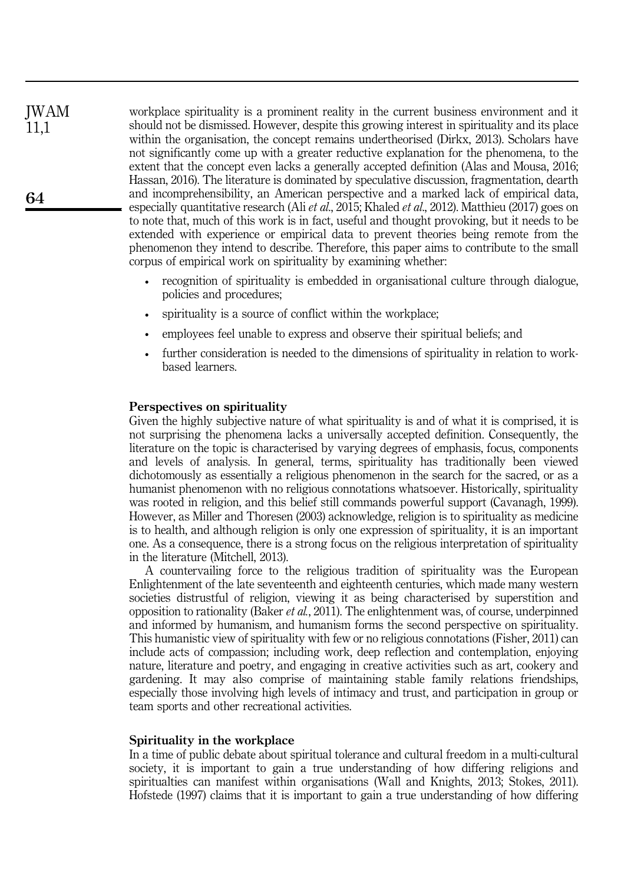workplace spirituality is a prominent reality in the current business environment and it should not be dismissed. However, despite this growing interest in spirituality and its place within the organisation, the concept remains undertheorised (Dirkx, 2013). Scholars have not significantly come up with a greater reductive explanation for the phenomena, to the extent that the concept even lacks a generally accepted definition (Alas and Mousa, 2016; Hassan, 2016). The literature is dominated by speculative discussion, fragmentation, dearth and incomprehensibility, an American perspective and a marked lack of empirical data, especially quantitative research (Ali *et al.*, 2015; Khaled *et al.*, 2012). Matthieu (2017) goes on to note that, much of this work is in fact, useful and thought provoking, but it needs to be extended with experience or empirical data to prevent theories being remote from the phenomenon they intend to describe. Therefore, this paper aims to contribute to the small corpus of empirical work on spirituality by examining whether:

- recognition of spirituality is embedded in organisational culture through dialogue, policies and procedures;
- spirituality is a source of conflict within the workplace;
- employees feel unable to express and observe their spiritual beliefs; and
- further consideration is needed to the dimensions of spirituality in relation to work-based learners.

## Perspectives on spirituality

Given the highly subjective nature of what spirituality is and of what it is comprised, it is not surprising the phenomena lacks a universally accepted definition. Consequently, the literature on the topic is characterised by varying degrees of emphasis, focus, components and levels of analysis. In general, terms, spirituality has traditionally been viewed dichotomously as essentially a religious phenomenon in the search for the sacred, or as a humanist phenomenon with no religious connotations whatsoever. Historically, spirituality was rooted in religion, and this belief still commands powerful support (Cavanagh, 1999). However, as Miller and Thoresen (2003) acknowledge, religion is to spirituality as medicine is to health, and although religion is only one expression of spirituality, it is an important one. As a consequence, there is a strong focus on the religious interpretation of spirituality in the literature (Mitchell, 2013).

A countervailing force to the religious tradition of spirituality was the European Enlightenment of the late seventeenth and eighteenth centuries, which made many western societies distrustful of religion, viewing it as being characterised by superstition and opposition to rationality (Baker *et al.*, 2011). The enlightenment was, of course, underpinned and informed by humanism, and humanism forms the second perspective on spirituality. This humanistic view of spirituality with few or no religious connotations (Fisher, 2011) can include acts of compassion; including work, deep reflection and contemplation, enjoying nature, literature and poetry, and engaging in creative activities such as art, cookery and gardening. It may also comprise of maintaining stable family relations friendships, especially those involving high levels of intimacy and trust, and participation in group or team sports and other recreational activities.

## Spirituality in the workplace

In a time of public debate about spiritual tolerance and cultural freedom in a multi-cultural society, it is important to gain a true understanding of how differing religions and spiritualties can manifest within organisations (Wall and Knights, 2013; Stokes, 2011). Hofstede (1997) claims that it is important to gain a true understanding of how differing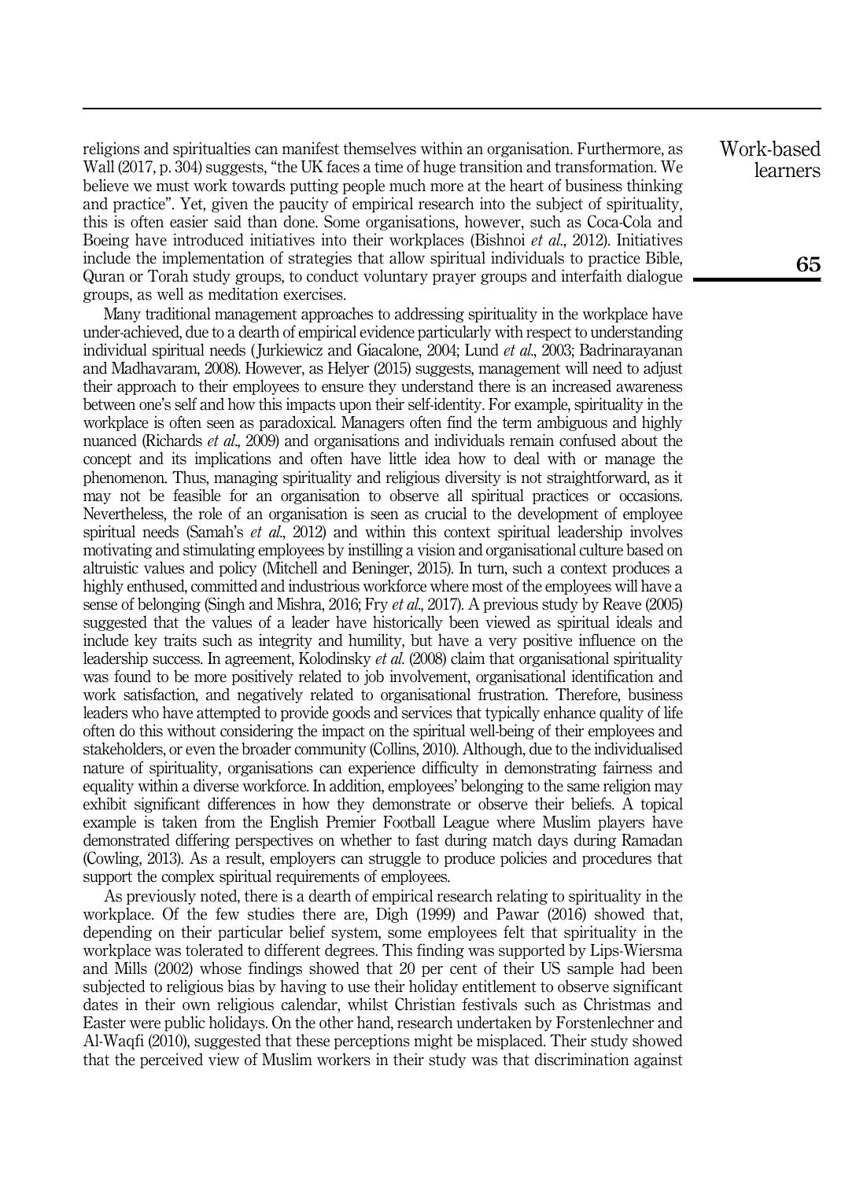religions and spiritualties can manifest themselves within an organisation. Furthermore, as Wall (2017, p. 304) suggests, "the UK faces a time of huge transition and transformation. We believe we must work towards putting people much more at the heart of business thinking and practice". Yet, given the paucity of empirical research into the subject of spirituality, this is often easier said than done. Some organisations, however, such as Coca-Cola and Boeing have introduced initiatives into their workplaces (Bishnoi *et al.*, 2012). Initiatives include the implementation of strategies that allow spiritual individuals to practice Bible, Quran or Torah study groups, to conduct voluntary prayer groups and interfaith dialogue groups, as well as meditation exercises.

Many traditional management approaches to addressing spirituality in the workplace have under-achieved, due to a dearth of empirical evidence particularly with respect to understanding individual spiritual needs (Jurkiewicz and Giacalone, 2004; Lund *et al.*, 2003; Badrinarayanan and Madhavaram, 2008). However, as Helyer (2015) suggests, management will need to adjust their approach to their employees to ensure they understand there is an increased awareness between one's self and how this impacts upon their self-identity. For example, spirituality in the workplace is often seen as paradoxical. Managers often find the term ambiguous and highly nuanced (Richards *et al.*, 2009) and organisations and individuals remain confused about the concept and its implications and often have little idea how to deal with or manage the phenomenon. Thus, managing spirituality and religious diversity is not straightforward, as it may not be feasible for an organisation to observe all spiritual practices or occasions. Nevertheless, the role of an organisation is seen as crucial to the development of employee spiritual needs (Samah's *et al.*, 2012) and within this context spiritual leadership involves motivating and stimulating employees by instilling a vision and organisational culture based on altruistic values and policy (Mitchell and Beninger, 2015). In turn, such a context produces a highly enthused, committed and industrious workforce where most of the employees will have a sense of belonging (Singh and Mishra, 2016; Fry *et al.*, 2017). A previous study by Reave (2005) suggested that the values of a leader have historically been viewed as spiritual ideals and include key traits such as integrity and humility, but have a very positive influence on the leadership success. In agreement, Kolodinsky *et al.* (2008) claim that organisational spirituality was found to be more positively related to job involvement, organisational identification and work satisfaction, and negatively related to organisational frustration. Therefore, business leaders who have attempted to provide goods and services that typically enhance quality of life often do this without considering the impact on the spiritual well-being of their employees and stakeholders, or even the broader community (Collins, 2010). Although, due to the individualised nature of spirituality, organisations can experience difficulty in demonstrating fairness and equality within a diverse workforce. In addition, employees' belonging to the same religion may exhibit significant differences in how they demonstrate or observe their beliefs. A topical example is taken from the English Premier Football League where Muslim players have demonstrated differing perspectives on whether to fast during match days during Ramadan (Cowling, 2013). As a result, employers can struggle to produce policies and procedures that support the complex spiritual requirements of employees.

As previously noted, there is a dearth of empirical research relating to spirituality in the workplace. Of the few studies there are, Digh (1999) and Pawar (2016) showed that, depending on their particular belief system, some employees felt that spirituality in the workplace was tolerated to different degrees. This finding was supported by Lips-Wiersma and Mills (2002) whose findings showed that 20 per cent of their US sample had been subjected to religious bias by having to use their holiday entitlement to observe significant dates in their own religious calendar, whilst Christian festivals such as Christmas and Easter were public holidays. On the other hand, research undertaken by Forstenlechner and Al-Waqfi (2010), suggested that these perceptions might be misplaced. Their study showed that the perceived view of Muslim workers in their study was that discrimination against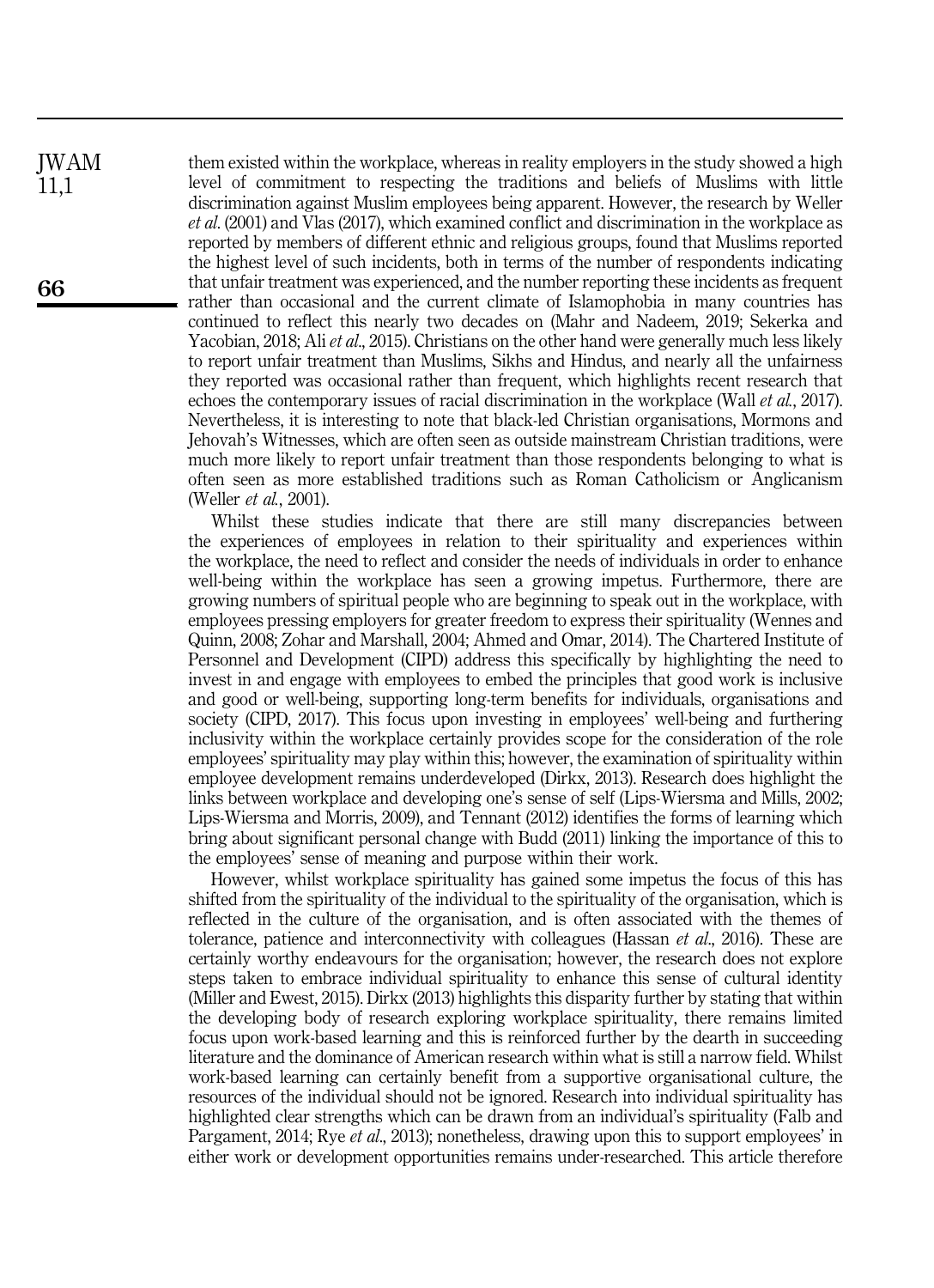them existed within the workplace, whereas in reality employers in the study showed a high level of commitment to respecting the traditions and beliefs of Muslims with little discrimination against Muslim employees being apparent. However, the research by Weller *et al.* (2001) and Vlas (2017), which examined conflict and discrimination in the workplace as reported by members of different ethnic and religious groups, found that Muslims reported the highest level of such incidents, both in terms of the number of respondents indicating that unfair treatment was experienced, and the number reporting these incidents as frequent rather than occasional and the current climate of Islamophobia in many countries has continued to reflect this nearly two decades on (Mahr and Nadeem, 2019; Sekerka and Yacobian, 2018; Ali *et al.*, 2015). Christians on the other hand were generally much less likely to report unfair treatment than Muslims, Sikhs and Hindus, and nearly all the unfairness they reported was occasional rather than frequent, which highlights recent research that echoes the contemporary issues of racial discrimination in the workplace (Wall *et al.*, 2017). Nevertheless, it is interesting to note that black-led Christian organisations, Mormons and Jehovah's Witnesses, which are often seen as outside mainstream Christian traditions, were much more likely to report unfair treatment than those respondents belonging to what is often seen as more established traditions such as Roman Catholicism or Anglicanism (Weller *et al.*, 2001).

Whilst these studies indicate that there are still many discrepancies between the experiences of employees in relation to their spirituality and experiences within the workplace, the need to reflect and consider the needs of individuals in order to enhance well-being within the workplace has seen a growing impetus. Furthermore, there are growing numbers of spiritual people who are beginning to speak out in the workplace, with employees pressing employers for greater freedom to express their spirituality (Wennes and Quinn, 2008; Zohar and Marshall, 2004; Ahmed and Omar, 2014). The Chartered Institute of Personnel and Development (CIPD) address this specifically by highlighting the need to invest in and engage with employees to embed the principles that good work is inclusive and good or well-being, supporting long-term benefits for individuals, organisations and society (CIPD, 2017). This focus upon investing in employees' well-being and furthering inclusivity within the workplace certainly provides scope for the consideration of the role employees' spirituality may play within this; however, the examination of spirituality within employee development remains underdeveloped (Dirkx, 2013). Research does highlight the links between workplace and developing one's sense of self (Lips-Wiersma and Mills, 2002; Lips-Wiersma and Morris, 2009), and Tennant (2012) identifies the forms of learning which bring about significant personal change with Budd (2011) linking the importance of this to the employees' sense of meaning and purpose within their work.

However, whilst workplace spirituality has gained some impetus the focus of this has shifted from the spirituality of the individual to the spirituality of the organisation, which is reflected in the culture of the organisation, and is often associated with the themes of tolerance, patience and interconnectivity with colleagues (Hassan *et al.*, 2016). These are certainly worthy endeavours for the organisation; however, the research does not explore steps taken to embrace individual spirituality to enhance this sense of cultural identity (Miller and Ewest, 2015). Dirkx (2013) highlights this disparity further by stating that within the developing body of research exploring workplace spirituality, there remains limited focus upon work-based learning and this is reinforced further by the dearth in succeeding literature and the dominance of American research within what is still a narrow field. Whilst work-based learning can certainly benefit from a supportive organisational culture, the resources of the individual should not be ignored. Research into individual spirituality has highlighted clear strengths which can be drawn from an individual's spirituality (Falb and Pargament, 2014; Rye *et al.*, 2013); nonetheless, drawing upon this to support employees' in either work or development opportunities remains under-researched. This article therefore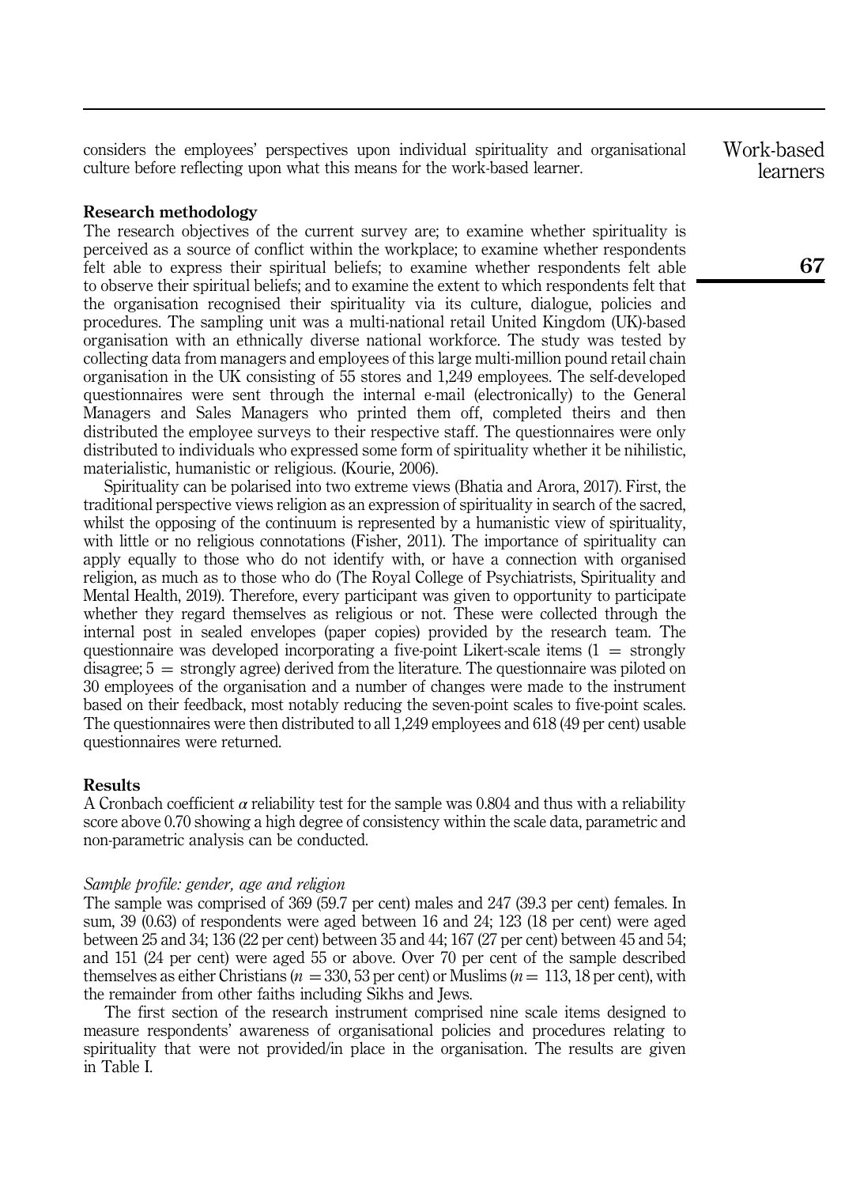considers the employees' perspectives upon individual spirituality and organisational culture before reflecting upon what this means for the work-based learner.

## Research methodology

The research objectives of the current survey are; to examine whether spirituality is perceived as a source of conflict within the workplace; to examine whether respondents felt able to express their spiritual beliefs; to examine whether respondents felt able to observe their spiritual beliefs; and to examine the extent to which respondents felt that the organisation recognised their spirituality via its culture, dialogue, policies and procedures. The sampling unit was a multi-national retail United Kingdom (UK)-based organisation with an ethnically diverse national workforce. The study was tested by collecting data from managers and employees of this large multi-million pound retail chain organisation in the UK consisting of 55 stores and 1,249 employees. The self-developed questionnaires were sent through the internal e-mail (electronically) to the General Managers and Sales Managers who printed them off, completed theirs and then distributed the employee surveys to their respective staff. The questionnaires were only distributed to individuals who expressed some form of spirituality whether it be nihilistic, materialistic, humanistic or religious. (Kourie, 2006).

Spirituality can be polarised into two extreme views (Bhatia and Arora, 2017). First, the traditional perspective views religion as an expression of spirituality in search of the sacred, whilst the opposing of the continuum is represented by a humanistic view of spirituality, with little or no religious connotations (Fisher, 2011). The importance of spirituality can apply equally to those who do not identify with, or have a connection with organised religion, as much as to those who do (The Royal College of Psychiatrists, Spirituality and Mental Health, 2019). Therefore, every participant was given to opportunity to participate whether they regard themselves as religious or not. These were collected through the internal post in sealed envelopes (paper copies) provided by the research team. The questionnaire was developed incorporating a five-point Likert-scale items (1 = strongly disagree; 5 = strongly agree) derived from the literature. The questionnaire was piloted on 30 employees of the organisation and a number of changes were made to the instrument based on their feedback, most notably reducing the seven-point scales to five-point scales. The questionnaires were then distributed to all 1,249 employees and 618 (49 per cent) usable questionnaires were returned.

## Results

A Cronbach coefficient $\alpha$ reliability test for the sample was 0.804 and thus with a reliability score above 0.70 showing a high degree of consistency within the scale data, parametric and non-parametric analysis can be conducted.

### *Sample profile: gender, age and religion*

The sample was comprised of 369 (59.7 per cent) males and 247 (39.3 per cent) females. In sum, 39 (0.63) of respondents were aged between 16 and 24; 123 (18 per cent) were aged between 25 and 34; 136 (22 per cent) between 35 and 44; 167 (27 per cent) between 45 and 54; and 151 (24 per cent) were aged 55 or above. Over 70 per cent of the sample described themselves as either Christians ($n$ = 330, 53 per cent) or Muslims ($n$ = 113, 18 per cent), with the remainder from other faiths including Sikhs and Jews.

The first section of the research instrument comprised nine scale items designed to measure respondents' awareness of organisational policies and procedures relating to spirituality that were not provided/in place in the organisation. The results are given in Table I.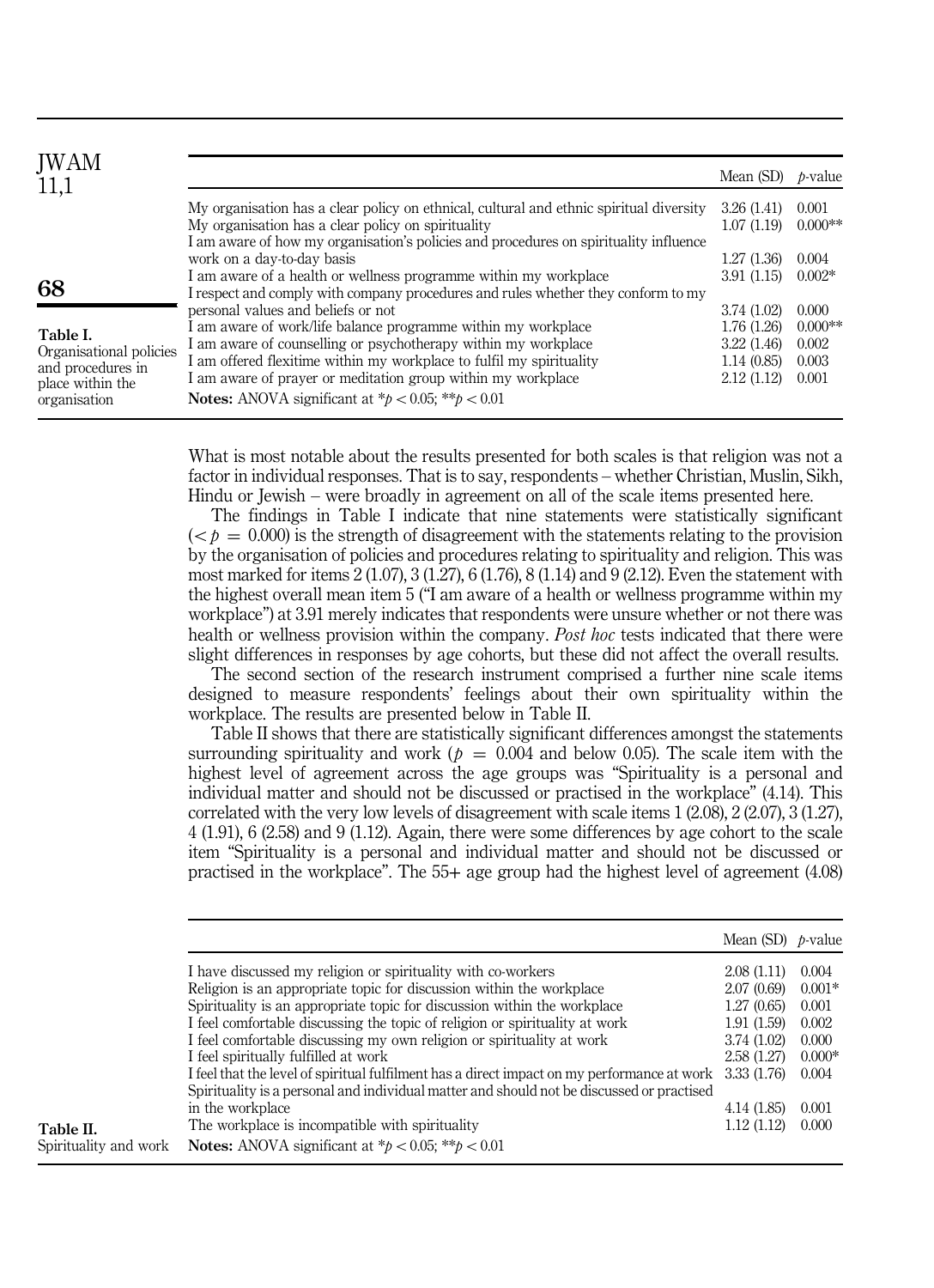**Table I.** Organisational policies and procedures in place within the organisation

| | Mean (SD) | *p*-value |
|---|---|---|
| My organisation has a clear policy on ethnical, cultural and ethnic spiritual diversity | 3.26 (1.41) | 0.001 |
| My organisation has a clear policy on spirituality | 1.07 (1.19) | 0.000** |
| I am aware of how my organisation's policies and procedures on spirituality influence work on a day-to-day basis | 1.27 (1.36) | 0.004 |
| I am aware of a health or wellness programme within my workplace | 3.91 (1.15) | 0.002* |
| I respect and comply with company procedures and rules whether they conform to my personal values and beliefs or not | 3.74 (1.02) | 0.000 |
| I am aware of work/life balance programme within my workplace | 1.76 (1.26) | 0.000** |
| I am aware of counselling or psychotherapy within my workplace | 3.22 (1.46) | 0.002 |
| I am offered flexitime within my workplace to fulfil my spirituality | 1.14 (0.85) | 0.003 |
| I am aware of prayer or meditation group within my workplace | 2.12 (1.12) | 0.001 |

**Notes:** ANOVA significant at $^{*}p < 0.05$; $^{**}p < 0.01$

What is most notable about the results presented for both scales is that religion was not a factor in individual responses. That is to say, respondents – whether Christian, Muslin, Sikh, Hindu or Jewish – were broadly in agreement on all of the scale items presented here.

The findings in Table I indicate that nine statements were statistically significant ($< p = 0.000$) is the strength of disagreement with the statements relating to the provision by the organisation of policies and procedures relating to spirituality and religion. This was most marked for items 2 (1.07), 3 (1.27), 6 (1.76), 8 (1.14) and 9 (2.12). Even the statement with the highest overall mean item 5 ("I am aware of a health or wellness programme within my workplace") at 3.91 merely indicates that respondents were unsure whether or not there was health or wellness provision within the company. *Post hoc* tests indicated that there were slight differences in responses by age cohorts, but these did not affect the overall results.

The second section of the research instrument comprised a further nine scale items designed to measure respondents' feelings about their own spirituality within the workplace. The results are presented below in Table II.

Table II shows that there are statistically significant differences amongst the statements surrounding spirituality and work ($p = 0.004$ and below 0.05). The scale item with the highest level of agreement across the age groups was "Spirituality is a personal and individual matter and should not be discussed or practised in the workplace" (4.14). This correlated with the very low levels of disagreement with scale items 1 (2.08), 2 (2.07), 3 (1.27), 4 (1.91), 6 (2.58) and 9 (1.12). Again, there were some differences by age cohort to the scale item "Spirituality is a personal and individual matter and should not be discussed or practised in the workplace". The 55+ age group had the highest level of agreement (4.08)

**Table II.** Spirituality and work

| | Mean (SD) | *p*-value |
|---|---|---|
| I have discussed my religion or spirituality with co-workers | 2.08 (1.11) | 0.004 |
| Religion is an appropriate topic for discussion within the workplace | 2.07 (0.69) | 0.001* |
| Spirituality is an appropriate topic for discussion within the workplace | 1.27 (0.65) | 0.001 |
| I feel comfortable discussing the topic of religion or spirituality at work | 1.91 (1.59) | 0.002 |
| I feel comfortable discussing my own religion or spirituality at work | 3.74 (1.02) | 0.000 |
| I feel spiritually fulfilled at work | 2.58 (1.27) | 0.000* |
| I feel that the level of spiritual fulfilment has a direct impact on my performance at work | 3.33 (1.76) | 0.004 |
| Spirituality is a personal and individual matter and should not be discussed or practised in the workplace | 4.14 (1.85) | 0.001 |
| The workplace is incompatible with spirituality | 1.12 (1.12) | 0.000 |

**Notes:** ANOVA significant at $^{*}p < 0.05$; $^{**}p < 0.01$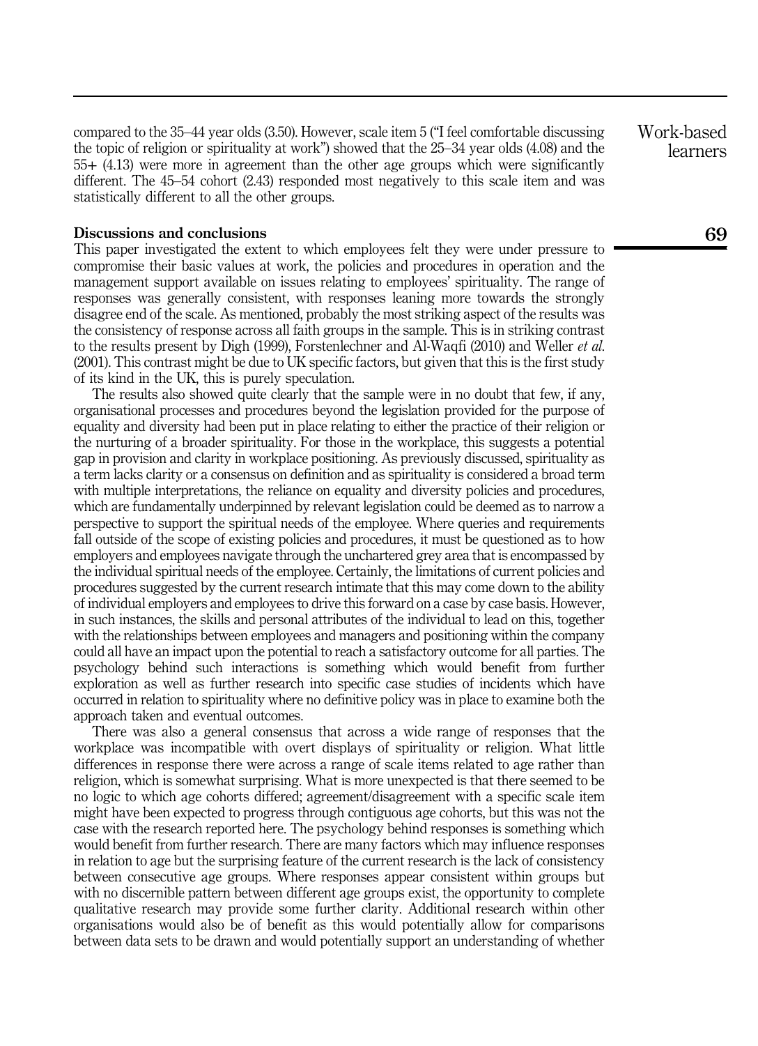compared to the 35–44 year olds (3.50). However, scale item 5 ("I feel comfortable discussing the topic of religion or spirituality at work") showed that the 25–34 year olds (4.08) and the 55+ (4.13) were more in agreement than the other age groups which were significantly different. The 45–54 cohort (2.43) responded most negatively to this scale item and was statistically different to all the other groups.

## Discussions and conclusions

This paper investigated the extent to which employees felt they were under pressure to compromise their basic values at work, the policies and procedures in operation and the management support available on issues relating to employees' spirituality. The range of responses was generally consistent, with responses leaning more towards the strongly disagree end of the scale. As mentioned, probably the most striking aspect of the results was the consistency of response across all faith groups in the sample. This is in striking contrast to the results present by Digh (1999), Forstenlechner and Al-Waqfi (2010) and Weller *et al.* (2001). This contrast might be due to UK specific factors, but given that this is the first study of its kind in the UK, this is purely speculation.

The results also showed quite clearly that the sample were in no doubt that few, if any, organisational processes and procedures beyond the legislation provided for the purpose of equality and diversity had been put in place relating to either the practice of their religion or the nurturing of a broader spirituality. For those in the workplace, this suggests a potential gap in provision and clarity in workplace positioning. As previously discussed, spirituality as a term lacks clarity or a consensus on definition and as spirituality is considered a broad term with multiple interpretations, the reliance on equality and diversity policies and procedures, which are fundamentally underpinned by relevant legislation could be deemed as to narrow a perspective to support the spiritual needs of the employee. Where queries and requirements fall outside of the scope of existing policies and procedures, it must be questioned as to how employers and employees navigate through the unchartered grey area that is encompassed by the individual spiritual needs of the employee. Certainly, the limitations of current policies and procedures suggested by the current research intimate that this may come down to the ability of individual employers and employees to drive this forward on a case by case basis. However, in such instances, the skills and personal attributes of the individual to lead on this, together with the relationships between employees and managers and positioning within the company could all have an impact upon the potential to reach a satisfactory outcome for all parties. The psychology behind such interactions is something which would benefit from further exploration as well as further research into specific case studies of incidents which have occurred in relation to spirituality where no definitive policy was in place to examine both the approach taken and eventual outcomes.

There was also a general consensus that across a wide range of responses that the workplace was incompatible with overt displays of spirituality or religion. What little differences in response there were across a range of scale items related to age rather than religion, which is somewhat surprising. What is more unexpected is that there seemed to be no logic to which age cohorts differed; agreement/disagreement with a specific scale item might have been expected to progress through contiguous age cohorts, but this was not the case with the research reported here. The psychology behind responses is something which would benefit from further research. There are many factors which may influence responses in relation to age but the surprising feature of the current research is the lack of consistency between consecutive age groups. Where responses appear consistent within groups but with no discernible pattern between different age groups exist, the opportunity to complete qualitative research may provide some further clarity. Additional research within other organisations would also be of benefit as this would potentially allow for comparisons between data sets to be drawn and would potentially support an understanding of whether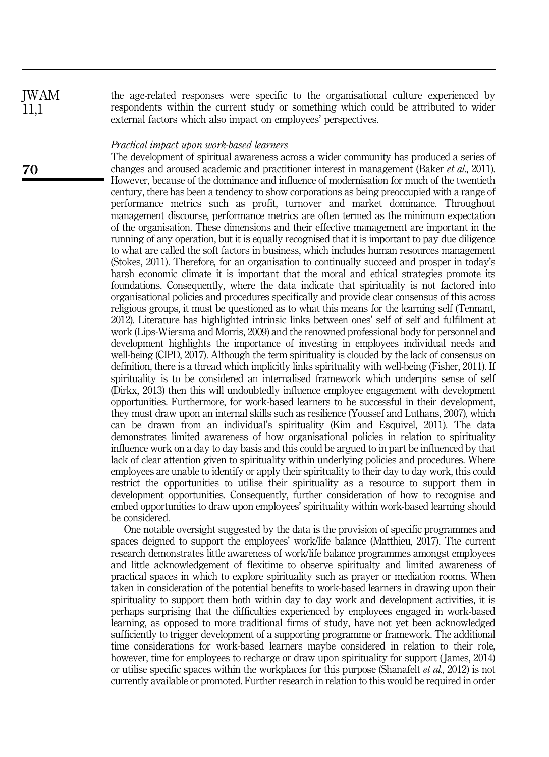the age-related responses were specific to the organisational culture experienced by respondents within the current study or something which could be attributed to wider external factors which also impact on employees' perspectives.

*Practical impact upon work-based learners*

The development of spiritual awareness across a wider community has produced a series of changes and aroused academic and practitioner interest in management (Baker *et al.*, 2011). However, because of the dominance and influence of modernisation for much of the twentieth century, there has been a tendency to show corporations as being preoccupied with a range of performance metrics such as profit, turnover and market dominance. Throughout management discourse, performance metrics are often termed as the minimum expectation of the organisation. These dimensions and their effective management are important in the running of any operation, but it is equally recognised that it is important to pay due diligence to what are called the soft factors in business, which includes human resources management (Stokes, 2011). Therefore, for an organisation to continually succeed and prosper in today's harsh economic climate it is important that the moral and ethical strategies promote its foundations. Consequently, where the data indicate that spirituality is not factored into organisational policies and procedures specifically and provide clear consensus of this across religious groups, it must be questioned as to what this means for the learning self (Tennant, 2012). Literature has highlighted intrinsic links between ones' self of self and fulfilment at work (Lips-Wiersma and Morris, 2009) and the renowned professional body for personnel and development highlights the importance of investing in employees individual needs and well-being (CIPD, 2017). Although the term spirituality is clouded by the lack of consensus on definition, there is a thread which implicitly links spirituality with well-being (Fisher, 2011). If spirituality is to be considered an internalised framework which underpins sense of self (Dirkx, 2013) then this will undoubtedly influence employee engagement with development opportunities. Furthermore, for work-based learners to be successful in their development, they must draw upon an internal skills such as resilience (Youssef and Luthans, 2007), which can be drawn from an individual's spirituality (Kim and Esquivel, 2011). The data demonstrates limited awareness of how organisational policies in relation to spirituality influence work on a day to day basis and this could be argued to in part be influenced by that lack of clear attention given to spirituality within underlying policies and procedures. Where employees are unable to identify or apply their spirituality to their day to day work, this could restrict the opportunities to utilise their spirituality as a resource to support them in development opportunities. Consequently, further consideration of how to recognise and embed opportunities to draw upon employees' spirituality within work-based learning should be considered.

One notable oversight suggested by the data is the provision of specific programmes and spaces deigned to support the employees' work/life balance (Matthieu, 2017). The current research demonstrates little awareness of work/life balance programmes amongst employees and little acknowledgement of flexitime to observe spiritualty and limited awareness of practical spaces in which to explore spirituality such as prayer or mediation rooms. When taken in consideration of the potential benefits to work-based learners in drawing upon their spirituality to support them both within day to day work and development activities, it is perhaps surprising that the difficulties experienced by employees engaged in work-based learning, as opposed to more traditional firms of study, have not yet been acknowledged sufficiently to trigger development of a supporting programme or framework. The additional time considerations for work-based learners maybe considered in relation to their role, however, time for employees to recharge or draw upon spirituality for support (James, 2014) or utilise specific spaces within the workplaces for this purpose (Shanafelt *et al.*, 2012) is not currently available or promoted. Further research in relation to this would be required in order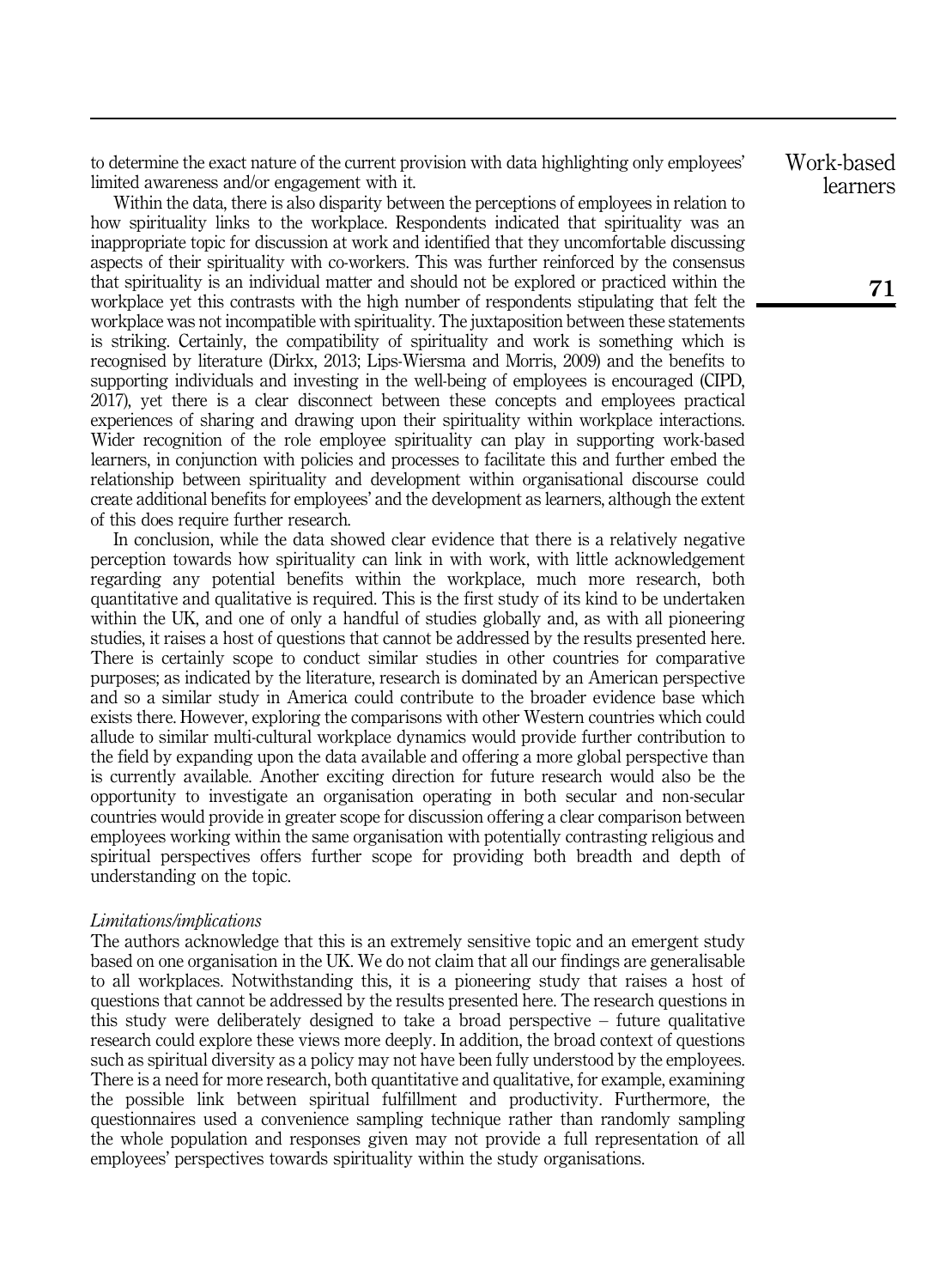to determine the exact nature of the current provision with data highlighting only employees' limited awareness and/or engagement with it.

Within the data, there is also disparity between the perceptions of employees in relation to how spirituality links to the workplace. Respondents indicated that spirituality was an inappropriate topic for discussion at work and identified that they uncomfortable discussing aspects of their spirituality with co-workers. This was further reinforced by the consensus that spirituality is an individual matter and should not be explored or practiced within the workplace yet this contrasts with the high number of respondents stipulating that felt the workplace was not incompatible with spirituality. The juxtaposition between these statements is striking. Certainly, the compatibility of spirituality and work is something which is recognised by literature (Dirkx, 2013; Lips-Wiersma and Morris, 2009) and the benefits to supporting individuals and investing in the well-being of employees is encouraged (CIPD, 2017), yet there is a clear disconnect between these concepts and employees practical experiences of sharing and drawing upon their spirituality within workplace interactions. Wider recognition of the role employee spirituality can play in supporting work-based learners, in conjunction with policies and processes to facilitate this and further embed the relationship between spirituality and development within organisational discourse could create additional benefits for employees' and the development as learners, although the extent of this does require further research.

In conclusion, while the data showed clear evidence that there is a relatively negative perception towards how spirituality can link in with work, with little acknowledgement regarding any potential benefits within the workplace, much more research, both quantitative and qualitative is required. This is the first study of its kind to be undertaken within the UK, and one of only a handful of studies globally and, as with all pioneering studies, it raises a host of questions that cannot be addressed by the results presented here. There is certainly scope to conduct similar studies in other countries for comparative purposes; as indicated by the literature, research is dominated by an American perspective and so a similar study in America could contribute to the broader evidence base which exists there. However, exploring the comparisons with other Western countries which could allude to similar multi-cultural workplace dynamics would provide further contribution to the field by expanding upon the data available and offering a more global perspective than is currently available. Another exciting direction for future research would also be the opportunity to investigate an organisation operating in both secular and non-secular countries would provide in greater scope for discussion offering a clear comparison between employees working within the same organisation with potentially contrasting religious and spiritual perspectives offers further scope for providing both breadth and depth of understanding on the topic.

*Limitations/implications*

The authors acknowledge that this is an extremely sensitive topic and an emergent study based on one organisation in the UK. We do not claim that all our findings are generalisable to all workplaces. Notwithstanding this, it is a pioneering study that raises a host of questions that cannot be addressed by the results presented here. The research questions in this study were deliberately designed to take a broad perspective – future qualitative research could explore these views more deeply. In addition, the broad context of questions such as spiritual diversity as a policy may not have been fully understood by the employees. There is a need for more research, both quantitative and qualitative, for example, examining the possible link between spiritual fulfillment and productivity. Furthermore, the questionnaires used a convenience sampling technique rather than randomly sampling the whole population and responses given may not provide a full representation of all employees' perspectives towards spirituality within the study organisations.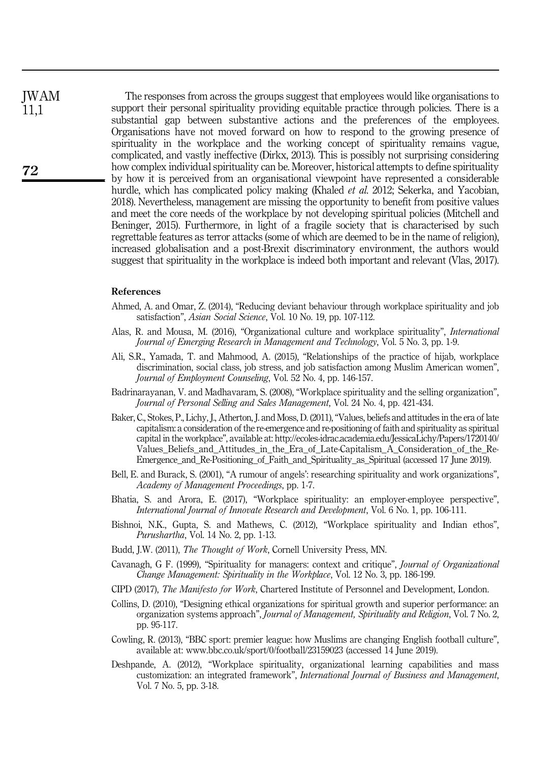The responses from across the groups suggest that employees would like organisations to support their personal spirituality providing equitable practice through policies. There is a substantial gap between substantive actions and the preferences of the employees. Organisations have not moved forward on how to respond to the growing presence of spirituality in the workplace and the working concept of spirituality remains vague, complicated, and vastly ineffective (Dirkx, 2013). This is possibly not surprising considering how complex individual spirituality can be. Moreover, historical attempts to define spirituality by how it is perceived from an organisational viewpoint have represented a considerable hurdle, which has complicated policy making (Khaled *et al.* 2012; Sekerka, and Yacobian, 2018). Nevertheless, management are missing the opportunity to benefit from positive values and meet the core needs of the workplace by not developing spiritual policies (Mitchell and Beninger, 2015). Furthermore, in light of a fragile society that is characterised by such regrettable features as terror attacks (some of which are deemed to be in the name of religion), increased globalisation and a post-Brexit discriminatory environment, the authors would suggest that spirituality in the workplace is indeed both important and relevant (Vlas, 2017).

## References

Ahmed, A. and Omar, Z. (2014), "Reducing deviant behaviour through workplace spirituality and job satisfaction", *Asian Social Science*, Vol. 10 No. 19, pp. 107-112.

Alas, R. and Mousa, M. (2016), "Organizational culture and workplace spirituality", *International Journal of Emerging Research in Management and Technology*, Vol. 5 No. 3, pp. 1-9.

Ali, S.R., Yamada, T. and Mahmood, A. (2015), "Relationships of the practice of hijab, workplace discrimination, social class, job stress, and job satisfaction among Muslim American women", *Journal of Employment Counseling*, Vol. 52 No. 4, pp. 146-157.

Badrinarayanan, V. and Madhavaram, S. (2008), "Workplace spirituality and the selling organization", *Journal of Personal Selling and Sales Management*, Vol. 24 No. 4, pp. 421-434.

Baker, C., Stokes, P., Lichy, J., Atherton, J. and Moss, D. (2011), "Values, beliefs and attitudes in the era of late capitalism: a consideration of the re-emergence and re-positioning of faith and spirituality as spiritual capital in the workplace", available at: http://ecoles-idrac.academia.edu/JessicaLichy/Papers/1720140/Values_Beliefs_and_Attitudes_in_the_Era_of_Late-Capitalism_A_Consideration_of_the_Re-Emergence_and_Re-Positioning_of_Faith_and_Spirituality_as_Spiritual (accessed 17 June 2019).

Bell, E. and Burack, S. (2001), "A rumour of angels': researching spirituality and work organizations", *Academy of Management Proceedings*, pp. 1-7.

Bhatia, S. and Arora, E. (2017), "Workplace spirituality: an employer-employee perspective", *International Journal of Innovate Research and Development*, Vol. 6 No. 1, pp. 106-111.

Bishnoi, N.K., Gupta, S. and Mathews, C. (2012), "Workplace spirituality and Indian ethos", *Purushartha*, Vol. 14 No. 2, pp. 1-13.

Budd, J.W. (2011), *The Thought of Work*, Cornell University Press, MN.

Cavanagh, G F. (1999), "Spirituality for managers: context and critique", *Journal of Organizational Change Management: Spirituality in the Workplace*, Vol. 12 No. 3, pp. 186-199.

CIPD (2017), *The Manifesto for Work*, Chartered Institute of Personnel and Development, London.

Collins, D. (2010), "Designing ethical organizations for spiritual growth and superior performance: an organization systems approach", *Journal of Management, Spirituality and Religion*, Vol. 7 No. 2, pp. 95-117.

Cowling, R. (2013), "BBC sport: premier league: how Muslims are changing English football culture", available at: www.bbc.co.uk/sport/0/football/23159023 (accessed 14 June 2019).

Deshpande, A. (2012), "Workplace spirituality, organizational learning capabilities and mass customization: an integrated framework", *International Journal of Business and Management*, Vol. 7 No. 5, pp. 3-18.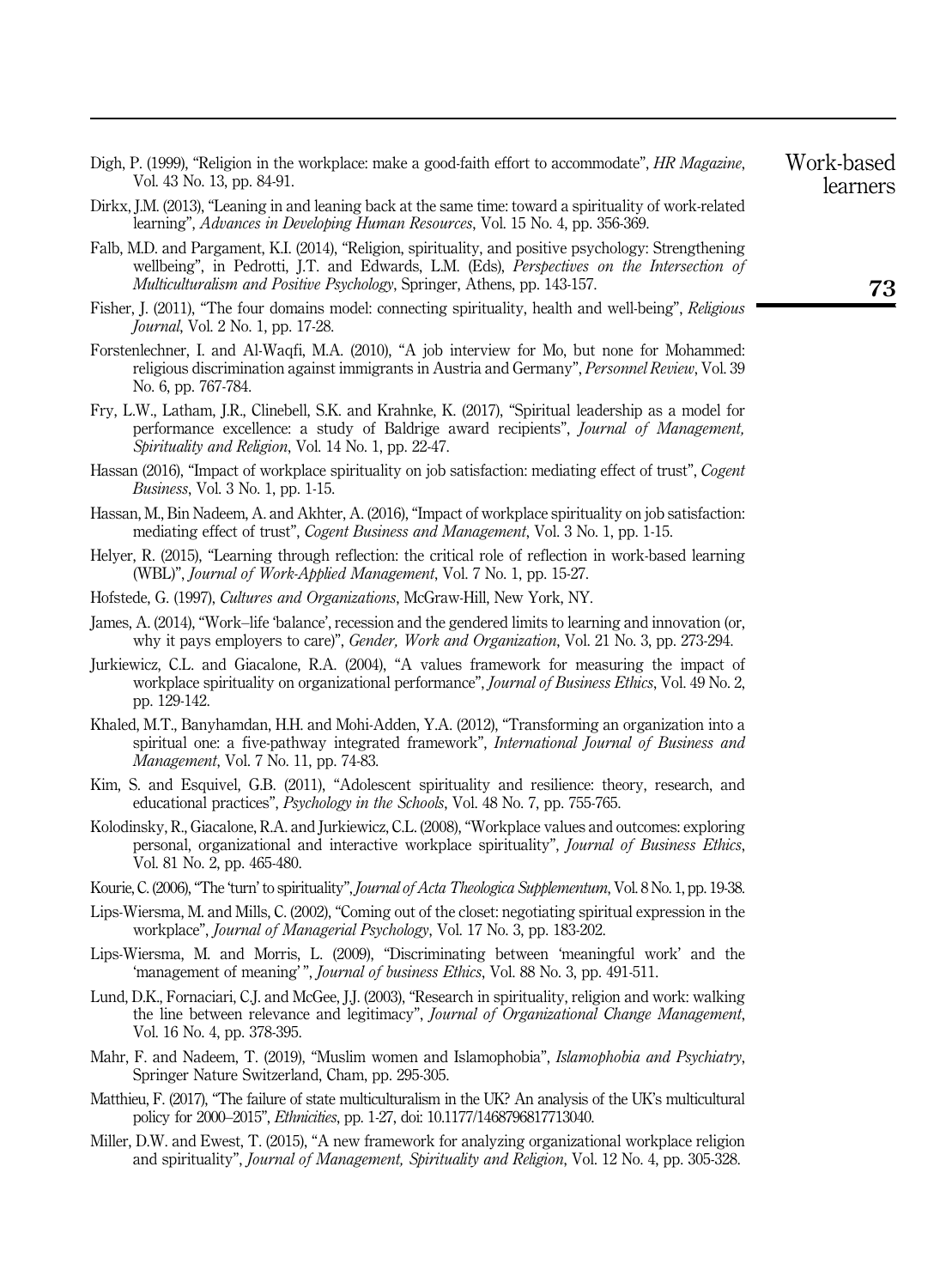Digh, P. (1999), "Religion in the workplace: make a good-faith effort to accommodate", *HR Magazine*, Vol. 43 No. 13, pp. 84-91.

Dirkx, J.M. (2013), "Leaning in and leaning back at the same time: toward a spirituality of work-related learning", *Advances in Developing Human Resources*, Vol. 15 No. 4, pp. 356-369.

Falb, M.D. and Pargament, K.I. (2014), "Religion, spirituality, and positive psychology: Strengthening wellbeing", in Pedrotti, J.T. and Edwards, L.M. (Eds), *Perspectives on the Intersection of Multiculturalism and Positive Psychology*, Springer, Athens, pp. 143-157.

Fisher, J. (2011), "The four domains model: connecting spirituality, health and well-being", *Religious Journal*, Vol. 2 No. 1, pp. 17-28.

Forstenlechner, I. and Al-Waqfi, M.A. (2010), "A job interview for Mo, but none for Mohammed: religious discrimination against immigrants in Austria and Germany", *Personnel Review*, Vol. 39 No. 6, pp. 767-784.

Fry, L.W., Latham, J.R., Clinebell, S.K. and Krahnke, K. (2017), "Spiritual leadership as a model for performance excellence: a study of Baldrige award recipients", *Journal of Management, Spirituality and Religion*, Vol. 14 No. 1, pp. 22-47.

Hassan (2016), "Impact of workplace spirituality on job satisfaction: mediating effect of trust", *Cogent Business*, Vol. 3 No. 1, pp. 1-15.

Hassan, M., Bin Nadeem, A. and Akhter, A. (2016), "Impact of workplace spirituality on job satisfaction: mediating effect of trust", *Cogent Business and Management*, Vol. 3 No. 1, pp. 1-15.

Helyer, R. (2015), "Learning through reflection: the critical role of reflection in work-based learning (WBL)", *Journal of Work-Applied Management*, Vol. 7 No. 1, pp. 15-27.

Hofstede, G. (1997), *Cultures and Organizations*, McGraw-Hill, New York, NY.

James, A. (2014), "Work–life 'balance', recession and the gendered limits to learning and innovation (or, why it pays employers to care)", *Gender, Work and Organization*, Vol. 21 No. 3, pp. 273-294.

Jurkiewicz, C.L. and Giacalone, R.A. (2004), "A values framework for measuring the impact of workplace spirituality on organizational performance", *Journal of Business Ethics*, Vol. 49 No. 2, pp. 129-142.

Khaled, M.T., Banyhamdan, H.H. and Mohi-Adden, Y.A. (2012), "Transforming an organization into a spiritual one: a five-pathway integrated framework", *International Journal of Business and Management*, Vol. 7 No. 11, pp. 74-83.

Kim, S. and Esquivel, G.B. (2011), "Adolescent spirituality and resilience: theory, research, and educational practices", *Psychology in the Schools*, Vol. 48 No. 7, pp. 755-765.

Kolodinsky, R., Giacalone, R.A. and Jurkiewicz, C.L. (2008), "Workplace values and outcomes: exploring personal, organizational and interactive workplace spirituality", *Journal of Business Ethics*, Vol. 81 No. 2, pp. 465-480.

Kourie, C. (2006), "The 'turn' to spirituality", *Journal of Acta Theologica Supplementum*, Vol. 8 No. 1, pp. 19-38.

Lips-Wiersma, M. and Mills, C. (2002), "Coming out of the closet: negotiating spiritual expression in the workplace", *Journal of Managerial Psychology*, Vol. 17 No. 3, pp. 183-202.

Lips-Wiersma, M. and Morris, L. (2009), "Discriminating between 'meaningful work' and the 'management of meaning' ", *Journal of business Ethics*, Vol. 88 No. 3, pp. 491-511.

Lund, D.K., Fornaciari, C.J. and McGee, J.J. (2003), "Research in spirituality, religion and work: walking the line between relevance and legitimacy", *Journal of Organizational Change Management*, Vol. 16 No. 4, pp. 378-395.

Mahr, F. and Nadeem, T. (2019), "Muslim women and Islamophobia", *Islamophobia and Psychiatry*, Springer Nature Switzerland, Cham, pp. 295-305.

Matthieu, F. (2017), "The failure of state multiculturalism in the UK? An analysis of the UK's multicultural policy for 2000–2015", *Ethnicities*, pp. 1-27, doi: 10.1177/1468796817713040.

Miller, D.W. and Ewest, T. (2015), "A new framework for analyzing organizational workplace religion and spirituality", *Journal of Management, Spirituality and Religion*, Vol. 12 No. 4, pp. 305-328.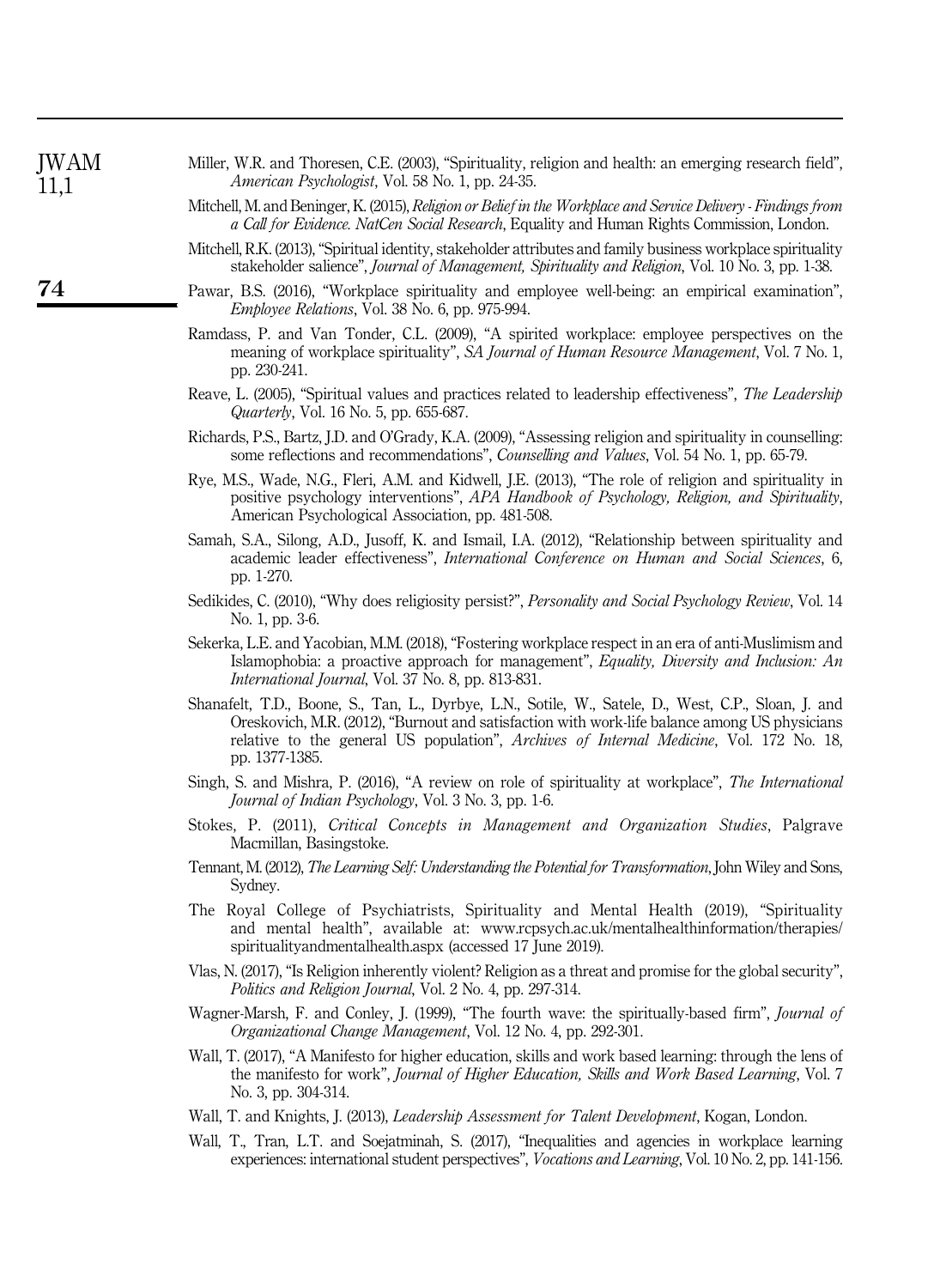Miller, W.R. and Thoresen, C.E. (2003), "Spirituality, religion and health: an emerging research field", *American Psychologist*, Vol. 58 No. 1, pp. 24-35.

Mitchell, M. and Beninger, K. (2015), *Religion or Belief in the Workplace and Service Delivery - Findings from a Call for Evidence. NatCen Social Research*, Equality and Human Rights Commission, London.

Mitchell, R.K. (2013), "Spiritual identity, stakeholder attributes and family business workplace spirituality stakeholder salience", *Journal of Management, Spirituality and Religion*, Vol. 10 No. 3, pp. 1-38.

Pawar, B.S. (2016), "Workplace spirituality and employee well-being: an empirical examination", *Employee Relations*, Vol. 38 No. 6, pp. 975-994.

Ramdass, P. and Van Tonder, C.L. (2009), "A spirited workplace: employee perspectives on the meaning of workplace spirituality", *SA Journal of Human Resource Management*, Vol. 7 No. 1, pp. 230-241.

Reave, L. (2005), "Spiritual values and practices related to leadership effectiveness", *The Leadership Quarterly*, Vol. 16 No. 5, pp. 655-687.

Richards, P.S., Bartz, J.D. and O'Grady, K.A. (2009), "Assessing religion and spirituality in counselling: some reflections and recommendations", *Counselling and Values*, Vol. 54 No. 1, pp. 65-79.

Rye, M.S., Wade, N.G., Fleri, A.M. and Kidwell, J.E. (2013), "The role of religion and spirituality in positive psychology interventions", *APA Handbook of Psychology, Religion, and Spirituality*, American Psychological Association, pp. 481-508.

Samah, S.A., Silong, A.D., Jusoff, K. and Ismail, I.A. (2012), "Relationship between spirituality and academic leader effectiveness", *International Conference on Human and Social Sciences*, 6, pp. 1-270.

Sedikides, C. (2010), "Why does religiosity persist?", *Personality and Social Psychology Review*, Vol. 14 No. 1, pp. 3-6.

Sekerka, L.E. and Yacobian, M.M. (2018), "Fostering workplace respect in an era of anti-Muslimism and Islamophobia: a proactive approach for management", *Equality, Diversity and Inclusion: An International Journal*, Vol. 37 No. 8, pp. 813-831.

Shanafelt, T.D., Boone, S., Tan, L., Dyrbye, L.N., Sotile, W., Satele, D., West, C.P., Sloan, J. and Oreskovich, M.R. (2012), "Burnout and satisfaction with work-life balance among US physicians relative to the general US population", *Archives of Internal Medicine*, Vol. 172 No. 18, pp. 1377-1385.

Singh, S. and Mishra, P. (2016), "A review on role of spirituality at workplace", *The International Journal of Indian Psychology*, Vol. 3 No. 3, pp. 1-6.

Stokes, P. (2011), *Critical Concepts in Management and Organization Studies*, Palgrave Macmillan, Basingstoke.

Tennant, M. (2012), *The Learning Self: Understanding the Potential for Transformation*, John Wiley and Sons, Sydney.

The Royal College of Psychiatrists, Spirituality and Mental Health (2019), "Spirituality and mental health", available at: www.rcpsych.ac.uk/mentalhealthinformation/therapies/spiritualityandmentalhealth.aspx (accessed 17 June 2019).

Vlas, N. (2017), "Is Religion inherently violent? Religion as a threat and promise for the global security", *Politics and Religion Journal*, Vol. 2 No. 4, pp. 297-314.

Wagner-Marsh, F. and Conley, J. (1999), "The fourth wave: the spiritually-based firm", *Journal of Organizational Change Management*, Vol. 12 No. 4, pp. 292-301.

Wall, T. (2017), "A Manifesto for higher education, skills and work based learning: through the lens of the manifesto for work", *Journal of Higher Education, Skills and Work Based Learning*, Vol. 7 No. 3, pp. 304-314.

Wall, T. and Knights, J. (2013), *Leadership Assessment for Talent Development*, Kogan, London.

Wall, T., Tran, L.T. and Soejatminah, S. (2017), "Inequalities and agencies in workplace learning experiences: international student perspectives", *Vocations and Learning*, Vol. 10 No. 2, pp. 141-156.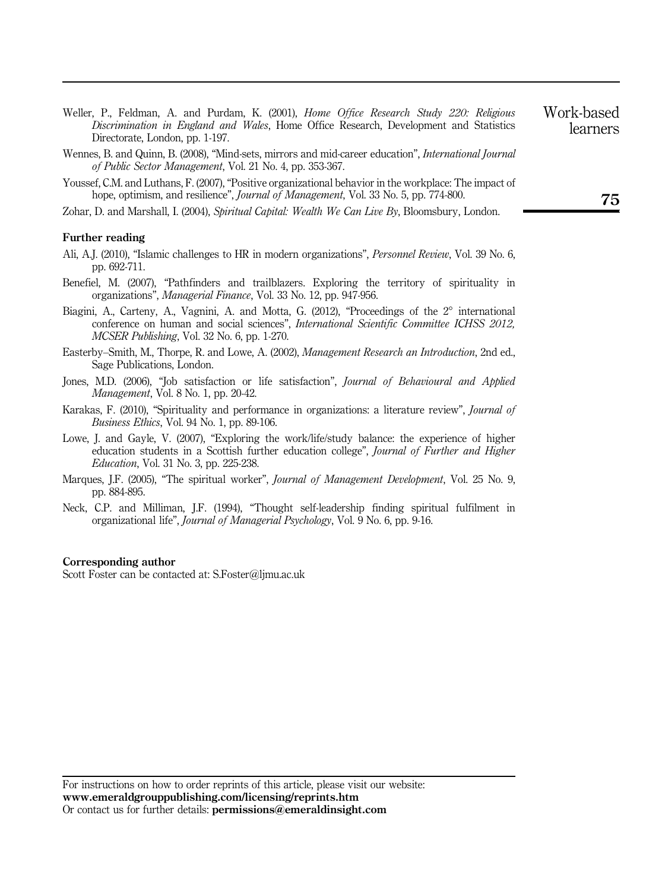Weller, P., Feldman, A. and Purdam, K. (2001), *Home Office Research Study 220: Religious Discrimination in England and Wales*, Home Office Research, Development and Statistics Directorate, London, pp. 1-197.

Wennes, B. and Quinn, B. (2008), "Mind-sets, mirrors and mid-career education", *International Journal of Public Sector Management*, Vol. 21 No. 4, pp. 353-367.

Youssef, C.M. and Luthans, F. (2007), "Positive organizational behavior in the workplace: The impact of hope, optimism, and resilience", *Journal of Management*, Vol. 33 No. 5, pp. 774-800.

Zohar, D. and Marshall, I. (2004), *Spiritual Capital: Wealth We Can Live By*, Bloomsbury, London.

## Further reading

Ali, A.J. (2010), "Islamic challenges to HR in modern organizations", *Personnel Review*, Vol. 39 No. 6, pp. 692-711.

Benefiel, M. (2007), "Pathfinders and trailblazers. Exploring the territory of spirituality in organizations", *Managerial Finance*, Vol. 33 No. 12, pp. 947-956.

Biagini, A., Carteny, A., Vagnini, A. and Motta, G. (2012), "Proceedings of the 2° international conference on human and social sciences", *International Scientific Committee ICHSS 2012, MCSER Publishing*, Vol. 32 No. 6, pp. 1-270.

Easterby–Smith, M., Thorpe, R. and Lowe, A. (2002), *Management Research an Introduction*, 2nd ed., Sage Publications, London.

Jones, M.D. (2006), "Job satisfaction or life satisfaction", *Journal of Behavioural and Applied Management*, Vol. 8 No. 1, pp. 20-42.

Karakas, F. (2010), "Spirituality and performance in organizations: a literature review", *Journal of Business Ethics*, Vol. 94 No. 1, pp. 89-106.

Lowe, J. and Gayle, V. (2007), "Exploring the work/life/study balance: the experience of higher education students in a Scottish further education college", *Journal of Further and Higher Education*, Vol. 31 No. 3, pp. 225-238.

Marques, J.F. (2005), "The spiritual worker", *Journal of Management Development*, Vol. 25 No. 9, pp. 884-895.

Neck, C.P. and Milliman, J.F. (1994), "Thought self-leadership finding spiritual fulfilment in organizational life", *Journal of Managerial Psychology*, Vol. 9 No. 6, pp. 9-16.

**Corresponding author**

Scott Foster can be contacted at: S.Foster@ljmu.ac.uk

For instructions on how to order reprints of this article, please visit our website:
**www.emeraldgrouppublishing.com/licensing/reprints.htm**
Or contact us for further details: **permissions@emeraldinsight.com**